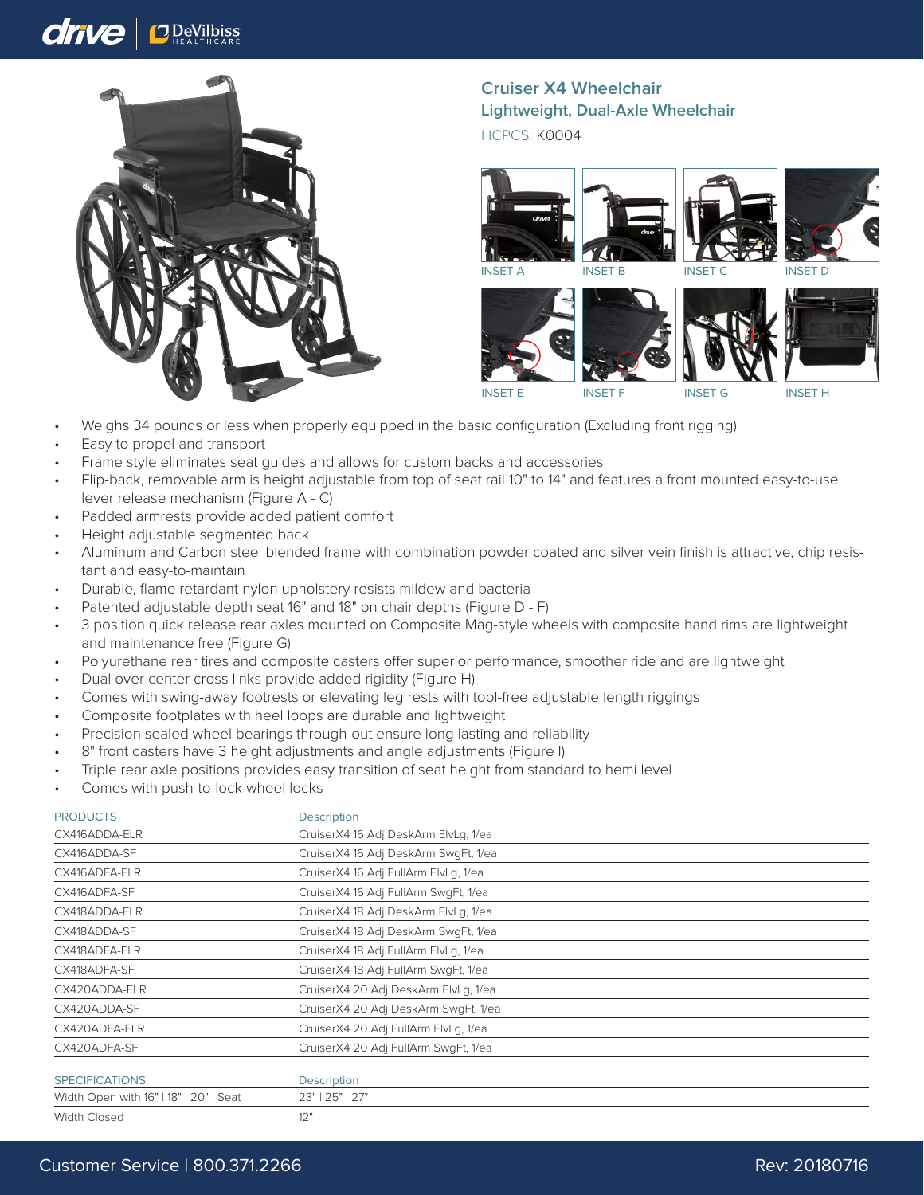## Cruiser X4 Wheelchair

### Lightweight, Dual-Axle Wheelchair

HCPCS: K0004

INSET A INSET B INSET C INSET D

INSET E INSET F INSET G INSET H

- Weighs 34 pounds or less when properly equipped in the basic configuration (Excluding front rigging)
- Easy to propel and transport
- Frame style eliminates seat guides and allows for custom backs and accessories
- Flip-back, removable arm is height adjustable from top of seat rail 10" to 14" and features a front mounted easy-to-use lever release mechanism (Figure A - C)
- Padded armrests provide added patient comfort
- Height adjustable segmented back
- Aluminum and Carbon steel blended frame with combination powder coated and silver vein finish is attractive, chip resistant and easy-to-maintain
- Durable, flame retardant nylon upholstery resists mildew and bacteria
- Patented adjustable depth seat 16" and 18" on chair depths (Figure D - F)
- 3 position quick release rear axles mounted on Composite Mag-style wheels with composite hand rims are lightweight and maintenance free (Figure G)
- Polyurethane rear tires and composite casters offer superior performance, smoother ride and are lightweight
- Dual over center cross links provide added rigidity (Figure H)
- Comes with swing-away footrests or elevating leg rests with tool-free adjustable length riggings
- Composite footplates with heel loops are durable and lightweight
- Precision sealed wheel bearings through-out ensure long lasting and reliability
- 8" front casters have 3 height adjustments and angle adjustments (Figure I)
- Triple rear axle positions provides easy transition of seat height from standard to hemi level
- Comes with push-to-lock wheel locks

| PRODUCTS | Description |
|---|---|
| CX416ADDA-ELR | CruiserX4 16 Adj DeskArm ElvLg, 1/ea |
| CX416ADDA-SF | CruiserX4 16 Adj DeskArm SwgFt, 1/ea |
| CX416ADFA-ELR | CruiserX4 16 Adj FullArm ElvLg, 1/ea |
| CX416ADFA-SF | CruiserX4 16 Adj FullArm SwgFt, 1/ea |
| CX418ADDA-ELR | CruiserX4 18 Adj DeskArm ElvLg, 1/ea |
| CX418ADDA-SF | CruiserX4 18 Adj DeskArm SwgFt, 1/ea |
| CX418ADFA-ELR | CruiserX4 18 Adj FullArm ElvLg, 1/ea |
| CX418ADFA-SF | CruiserX4 18 Adj FullArm SwgFt, 1/ea |
| CX420ADDA-ELR | CruiserX4 20 Adj DeskArm ElvLg, 1/ea |
| CX420ADDA-SF | CruiserX4 20 Adj DeskArm SwgFt, 1/ea |
| CX420ADFA-ELR | CruiserX4 20 Adj FullArm ElvLg, 1/ea |
| CX420ADFA-SF | CruiserX4 20 Adj FullArm SwgFt, 1/ea |

| SPECIFICATIONS | Description |
|---|---|
| Width Open with 16" \| 18" \| 20" \| Seat | 23" \| 25" \| 27" |
| Width Closed | 12" |

Customer Service | 800.371.2266 Rev: 20180716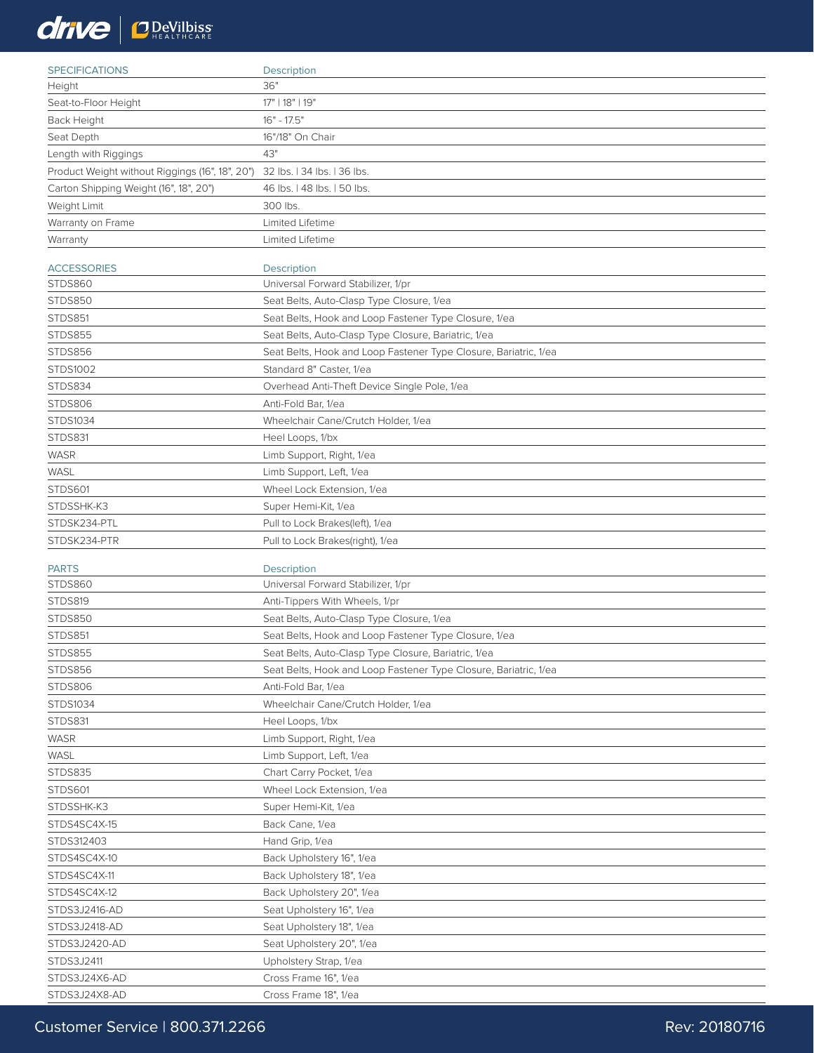| SPECIFICATIONS | Description |
| --- | --- |
| Height | 36" |
| Seat-to-Floor Height | 17" \| 18" \| 19" |
| Back Height | 16" - 17.5" |
| Seat Depth | 16"/18" On Chair |
| Length with Riggings | 43" |
| Product Weight without Riggings (16", 18", 20") | 32 lbs. \| 34 lbs. \| 36 lbs. |
| Carton Shipping Weight (16", 18", 20") | 46 lbs. \| 48 lbs. \| 50 lbs. |
| Weight Limit | 300 lbs. |
| Warranty on Frame | Limited Lifetime |
| Warranty | Limited Lifetime |

| ACCESSORIES | Description |
| --- | --- |
| STDS860 | Universal Forward Stabilizer, 1/pr |
| STDS850 | Seat Belts, Auto-Clasp Type Closure, 1/ea |
| STDS851 | Seat Belts, Hook and Loop Fastener Type Closure, 1/ea |
| STDS855 | Seat Belts, Auto-Clasp Type Closure, Bariatric, 1/ea |
| STDS856 | Seat Belts, Hook and Loop Fastener Type Closure, Bariatric, 1/ea |
| STDS1002 | Standard 8" Caster, 1/ea |
| STDS834 | Overhead Anti-Theft Device Single Pole, 1/ea |
| STDS806 | Anti-Fold Bar, 1/ea |
| STDS1034 | Wheelchair Cane/Crutch Holder, 1/ea |
| STDS831 | Heel Loops, 1/bx |
| WASR | Limb Support, Right, 1/ea |
| WASL | Limb Support, Left, 1/ea |
| STDS601 | Wheel Lock Extension, 1/ea |
| STDSSHK-K3 | Super Hemi-Kit, 1/ea |
| STDSK234-PTL | Pull to Lock Brakes(left), 1/ea |
| STDSK234-PTR | Pull to Lock Brakes(right), 1/ea |

| PARTS | Description |
| --- | --- |
| STDS860 | Universal Forward Stabilizer, 1/pr |
| STDS819 | Anti-Tippers With Wheels, 1/pr |
| STDS850 | Seat Belts, Auto-Clasp Type Closure, 1/ea |
| STDS851 | Seat Belts, Hook and Loop Fastener Type Closure, 1/ea |
| STDS855 | Seat Belts, Auto-Clasp Type Closure, Bariatric, 1/ea |
| STDS856 | Seat Belts, Hook and Loop Fastener Type Closure, Bariatric, 1/ea |
| STDS806 | Anti-Fold Bar, 1/ea |
| STDS1034 | Wheelchair Cane/Crutch Holder, 1/ea |
| STDS831 | Heel Loops, 1/bx |
| WASR | Limb Support, Right, 1/ea |
| WASL | Limb Support, Left, 1/ea |
| STDS835 | Chart Carry Pocket, 1/ea |
| STDS601 | Wheel Lock Extension, 1/ea |
| STDSSHK-K3 | Super Hemi-Kit, 1/ea |
| STDS4SC4X-15 | Back Cane, 1/ea |
| STDS312403 | Hand Grip, 1/ea |
| STDS4SC4X-10 | Back Upholstery 16", 1/ea |
| STDS4SC4X-11 | Back Upholstery 18", 1/ea |
| STDS4SC4X-12 | Back Upholstery 20", 1/ea |
| STDS3J2416-AD | Seat Upholstery 16", 1/ea |
| STDS3J2418-AD | Seat Upholstery 18", 1/ea |
| STDS3J2420-AD | Seat Upholstery 20", 1/ea |
| STDS3J2411 | Upholstery Strap, 1/ea |
| STDS3J24X6-AD | Cross Frame 16", 1/ea |
| STDS3J24X8-AD | Cross Frame 18", 1/ea |

Customer Service | 800.371.2266

Rev: 20180716